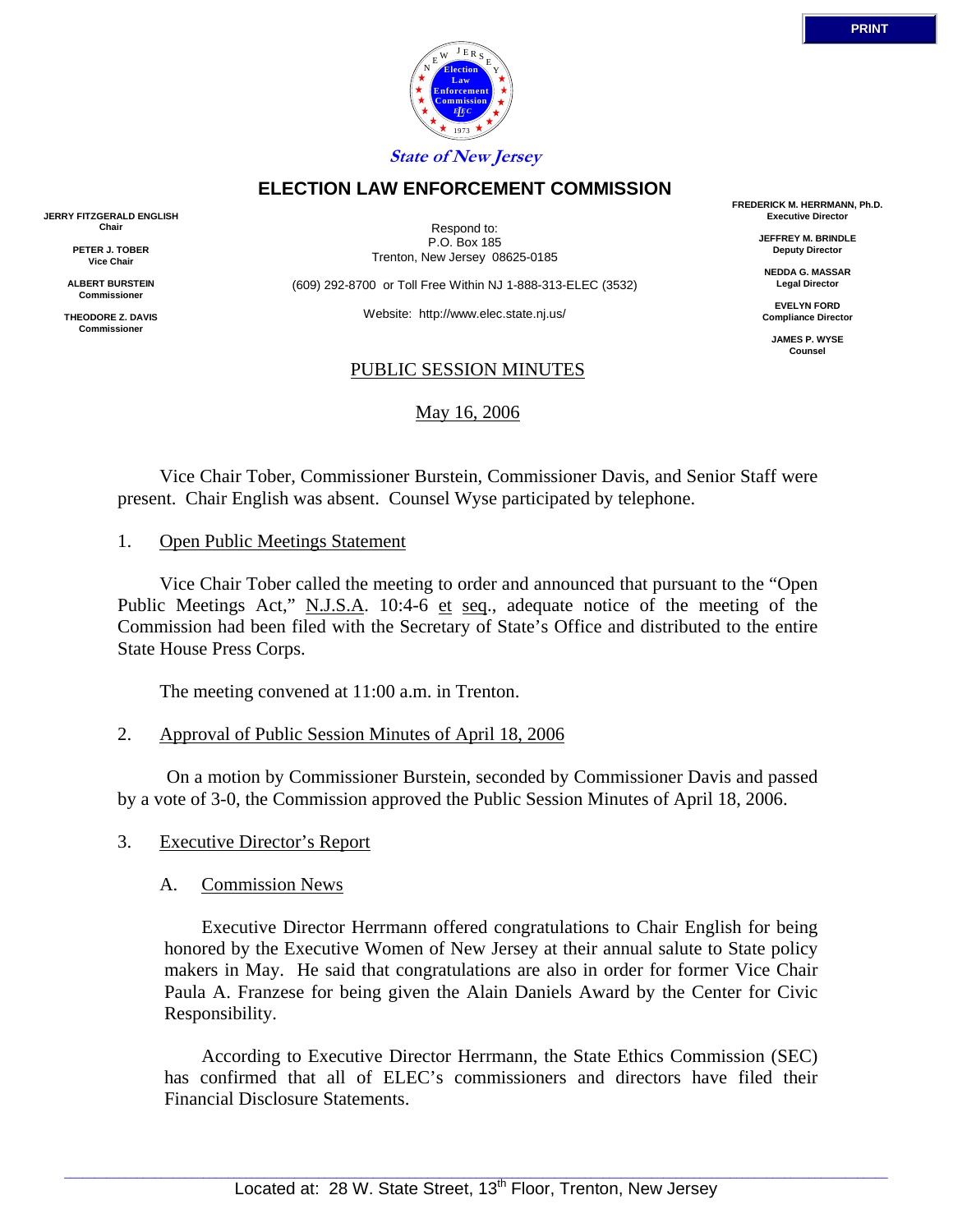State of New Jersey

# ELECTION LAW ENFORCEMENT COMMISSION

**JERRY FITZGERALD ENGLISH**
**Chair**

**PETER J. TOBER**
**Vice Chair**

**ALBERT BURSTEIN**
**Commissioner**

**THEODORE Z. DAVIS**
**Commissioner**

Respond to:
P.O. Box 185
Trenton, New Jersey 08625-0185

(609) 292-8700 or Toll Free Within NJ 1-888-313-ELEC (3532)

Website: http://www.elec.state.nj.us/

**FREDERICK M. HERRMANN, Ph.D.**
**Executive Director**

**JEFFREY M. BRINDLE**
**Deputy Director**

**NEDDA G. MASSAR**
**Legal Director**

**EVELYN FORD**
**Compliance Director**

**JAMES P. WYSE**
**Counsel**

## PUBLIC SESSION MINUTES

May 16, 2006

Vice Chair Tober, Commissioner Burstein, Commissioner Davis, and Senior Staff were present. Chair English was absent. Counsel Wyse participated by telephone.

1. Open Public Meetings Statement

Vice Chair Tober called the meeting to order and announced that pursuant to the "Open Public Meetings Act," N.J.S.A. 10:4-6 et seq., adequate notice of the meeting of the Commission had been filed with the Secretary of State's Office and distributed to the entire State House Press Corps.

The meeting convened at 11:00 a.m. in Trenton.

2. Approval of Public Session Minutes of April 18, 2006

On a motion by Commissioner Burstein, seconded by Commissioner Davis and passed by a vote of 3-0, the Commission approved the Public Session Minutes of April 18, 2006.

3. Executive Director's Report

A. Commission News

Executive Director Herrmann offered congratulations to Chair English for being honored by the Executive Women of New Jersey at their annual salute to State policy makers in May. He said that congratulations are also in order for former Vice Chair Paula A. Franzese for being given the Alain Daniels Award by the Center for Civic Responsibility.

According to Executive Director Herrmann, the State Ethics Commission (SEC) has confirmed that all of ELEC's commissioners and directors have filed their Financial Disclosure Statements.

Located at: 28 W. State Street, 13th Floor, Trenton, New Jersey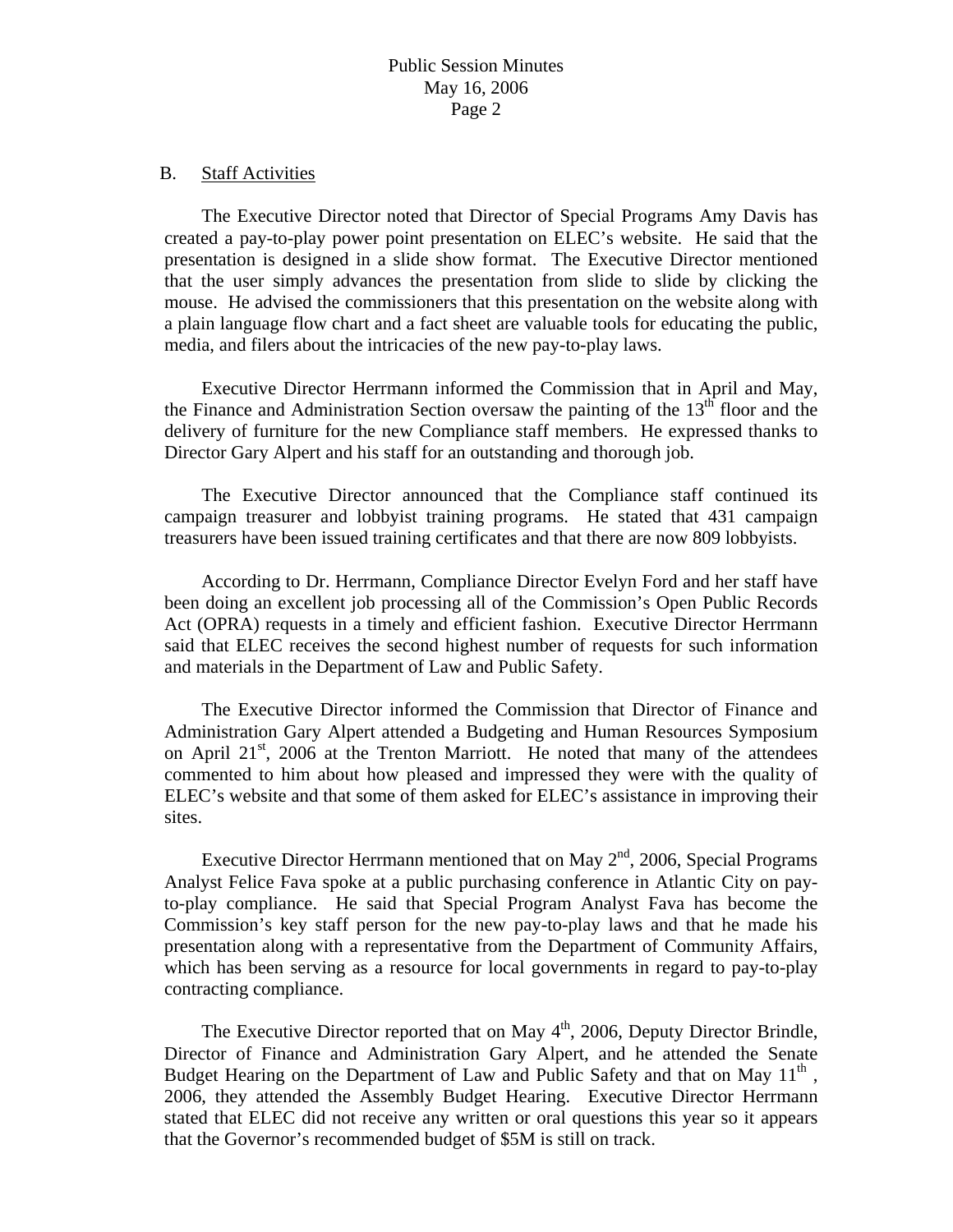B. Staff Activities

The Executive Director noted that Director of Special Programs Amy Davis has created a pay-to-play power point presentation on ELEC's website. He said that the presentation is designed in a slide show format. The Executive Director mentioned that the user simply advances the presentation from slide to slide by clicking the mouse. He advised the commissioners that this presentation on the website along with a plain language flow chart and a fact sheet are valuable tools for educating the public, media, and filers about the intricacies of the new pay-to-play laws.

Executive Director Herrmann informed the Commission that in April and May, the Finance and Administration Section oversaw the painting of the 13th floor and the delivery of furniture for the new Compliance staff members. He expressed thanks to Director Gary Alpert and his staff for an outstanding and thorough job.

The Executive Director announced that the Compliance staff continued its campaign treasurer and lobbyist training programs. He stated that 431 campaign treasurers have been issued training certificates and that there are now 809 lobbyists.

According to Dr. Herrmann, Compliance Director Evelyn Ford and her staff have been doing an excellent job processing all of the Commission's Open Public Records Act (OPRA) requests in a timely and efficient fashion. Executive Director Herrmann said that ELEC receives the second highest number of requests for such information and materials in the Department of Law and Public Safety.

The Executive Director informed the Commission that Director of Finance and Administration Gary Alpert attended a Budgeting and Human Resources Symposium on April 21st, 2006 at the Trenton Marriott. He noted that many of the attendees commented to him about how pleased and impressed they were with the quality of ELEC's website and that some of them asked for ELEC's assistance in improving their sites.

Executive Director Herrmann mentioned that on May 2nd, 2006, Special Programs Analyst Felice Fava spoke at a public purchasing conference in Atlantic City on pay-to-play compliance. He said that Special Program Analyst Fava has become the Commission's key staff person for the new pay-to-play laws and that he made his presentation along with a representative from the Department of Community Affairs, which has been serving as a resource for local governments in regard to pay-to-play contracting compliance.

The Executive Director reported that on May 4th, 2006, Deputy Director Brindle, Director of Finance and Administration Gary Alpert, and he attended the Senate Budget Hearing on the Department of Law and Public Safety and that on May 11th, 2006, they attended the Assembly Budget Hearing. Executive Director Herrmann stated that ELEC did not receive any written or oral questions this year so it appears that the Governor's recommended budget of $5M is still on track.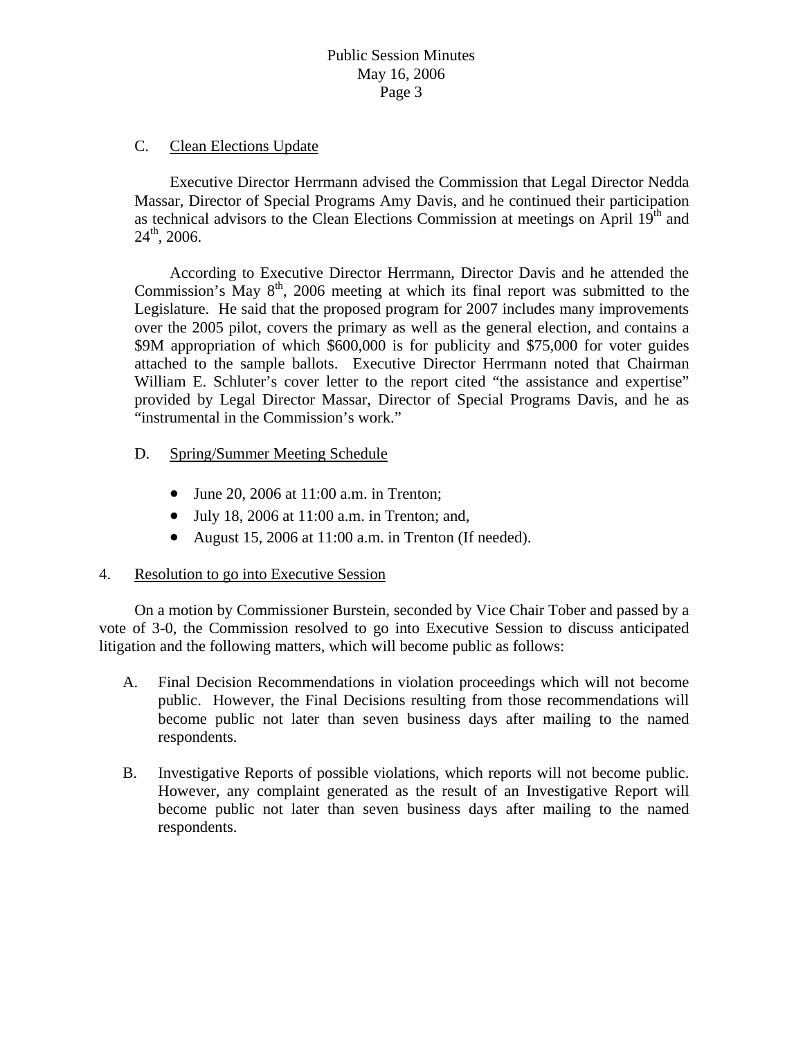C. Clean Elections Update

Executive Director Herrmann advised the Commission that Legal Director Nedda Massar, Director of Special Programs Amy Davis, and he continued their participation as technical advisors to the Clean Elections Commission at meetings on April 19th and 24th, 2006.

According to Executive Director Herrmann, Director Davis and he attended the Commission's May 8th, 2006 meeting at which its final report was submitted to the Legislature. He said that the proposed program for 2007 includes many improvements over the 2005 pilot, covers the primary as well as the general election, and contains a $9M appropriation of which $600,000 is for publicity and $75,000 for voter guides attached to the sample ballots. Executive Director Herrmann noted that Chairman William E. Schluter's cover letter to the report cited "the assistance and expertise" provided by Legal Director Massar, Director of Special Programs Davis, and he as "instrumental in the Commission's work."

D. Spring/Summer Meeting Schedule

- June 20, 2006 at 11:00 a.m. in Trenton;
- July 18, 2006 at 11:00 a.m. in Trenton; and,
- August 15, 2006 at 11:00 a.m. in Trenton (If needed).

4. Resolution to go into Executive Session

On a motion by Commissioner Burstein, seconded by Vice Chair Tober and passed by a vote of 3-0, the Commission resolved to go into Executive Session to discuss anticipated litigation and the following matters, which will become public as follows:

A. Final Decision Recommendations in violation proceedings which will not become public. However, the Final Decisions resulting from those recommendations will become public not later than seven business days after mailing to the named respondents.

B. Investigative Reports of possible violations, which reports will not become public. However, any complaint generated as the result of an Investigative Report will become public not later than seven business days after mailing to the named respondents.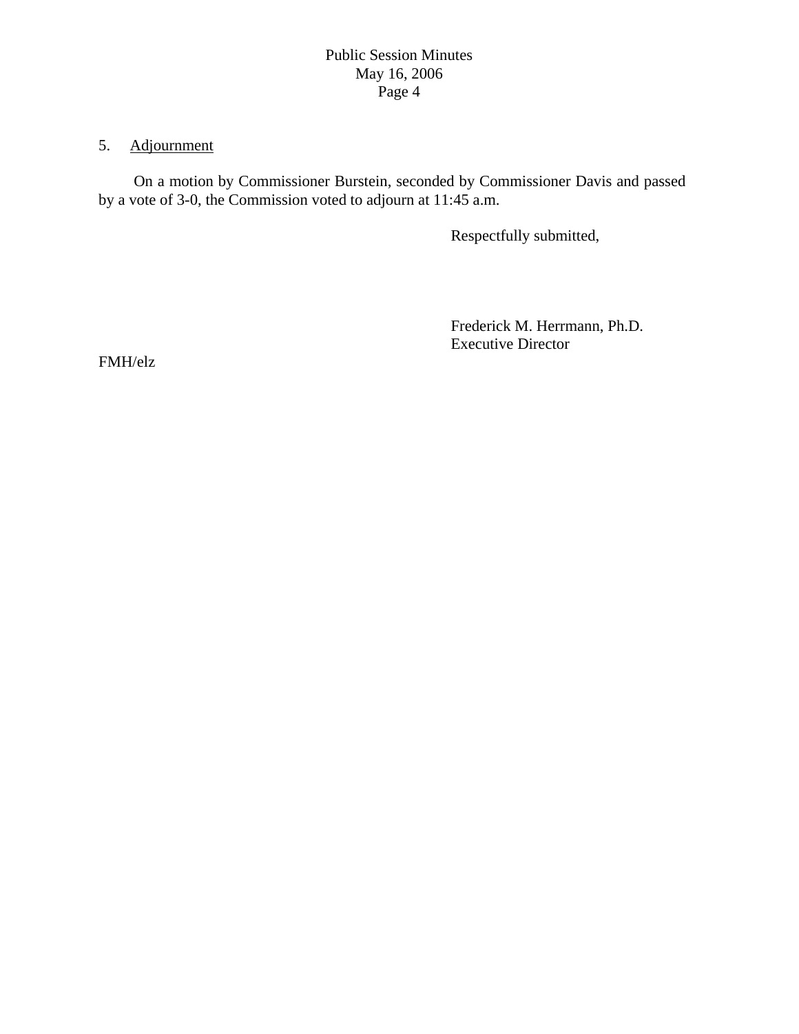5. Adjournment

On a motion by Commissioner Burstein, seconded by Commissioner Davis and passed by a vote of 3-0, the Commission voted to adjourn at 11:45 a.m.

Respectfully submitted,

Frederick M. Herrmann, Ph.D.
Executive Director

FMH/elz